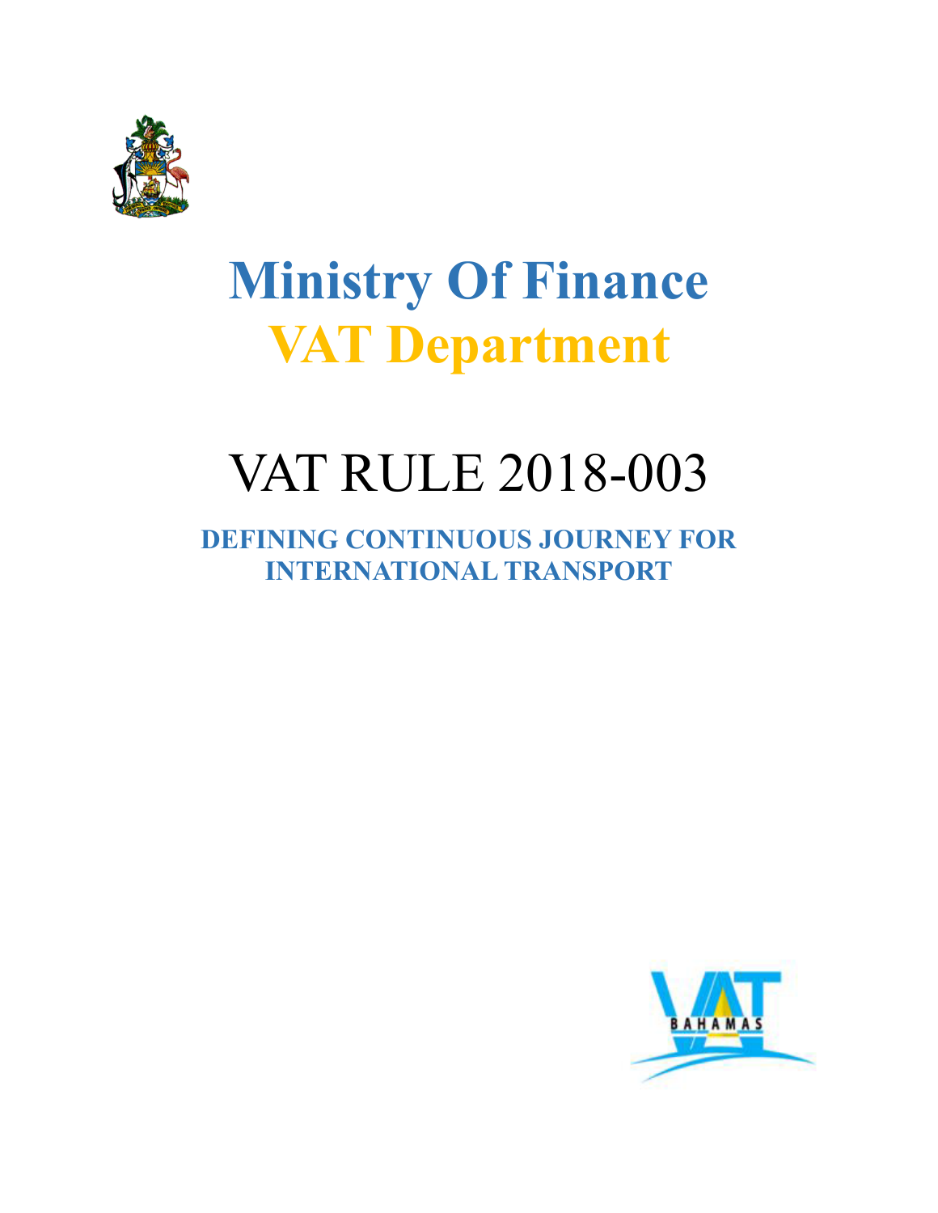# Ministry Of Finance

# VAT Department

# VAT RULE 2018-003

## DEFINING CONTINUOUS JOURNEY FOR INTERNATIONAL TRANSPORT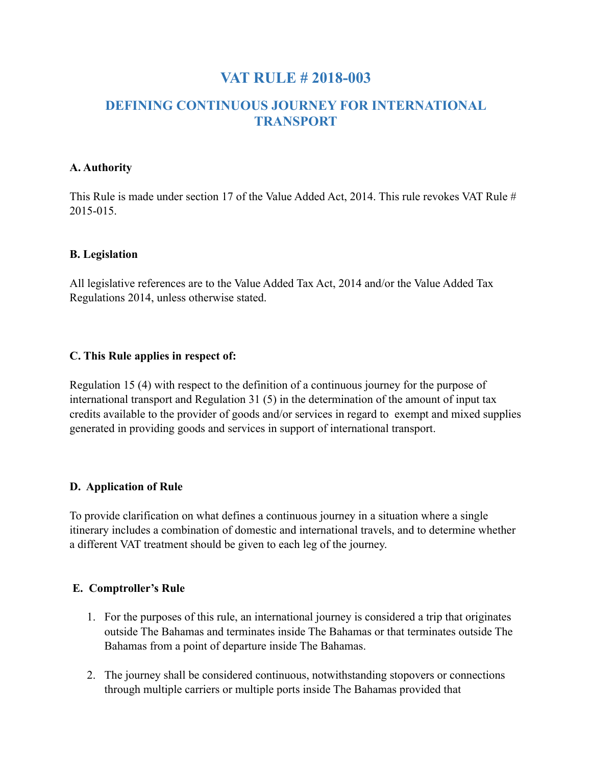# VAT RULE # 2018-003

## DEFINING CONTINUOUS JOURNEY FOR INTERNATIONAL TRANSPORT

**A. Authority**

This Rule is made under section 17 of the Value Added Act, 2014. This rule revokes VAT Rule # 2015-015.

**B. Legislation**

All legislative references are to the Value Added Tax Act, 2014 and/or the Value Added Tax Regulations 2014, unless otherwise stated.

**C. This Rule applies in respect of:**

Regulation 15 (4) with respect to the definition of a continuous journey for the purpose of international transport and Regulation 31 (5) in the determination of the amount of input tax credits available to the provider of goods and/or services in regard to exempt and mixed supplies generated in providing goods and services in support of international transport.

**D. Application of Rule**

To provide clarification on what defines a continuous journey in a situation where a single itinerary includes a combination of domestic and international travels, and to determine whether a different VAT treatment should be given to each leg of the journey.

**E. Comptroller's Rule**

1. For the purposes of this rule, an international journey is considered a trip that originates outside The Bahamas and terminates inside The Bahamas or that terminates outside The Bahamas from a point of departure inside The Bahamas.

2. The journey shall be considered continuous, notwithstanding stopovers or connections through multiple carriers or multiple ports inside The Bahamas provided that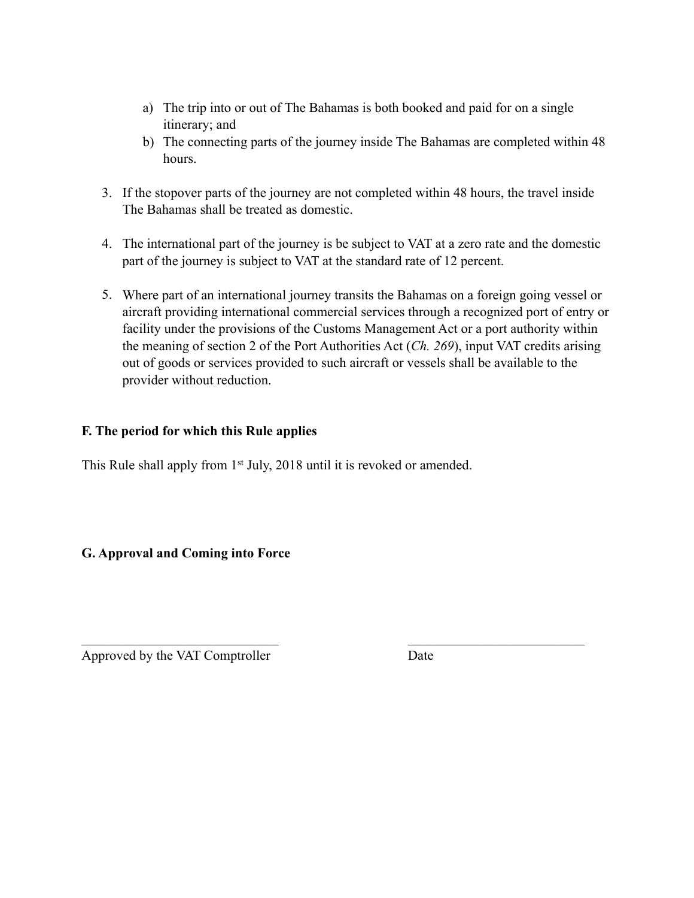a) The trip into or out of The Bahamas is both booked and paid for on a single itinerary; and
b) The connecting parts of the journey inside The Bahamas are completed within 48 hours.

3. If the stopover parts of the journey are not completed within 48 hours, the travel inside The Bahamas shall be treated as domestic.

4. The international part of the journey is be subject to VAT at a zero rate and the domestic part of the journey is subject to VAT at the standard rate of 12 percent.

5. Where part of an international journey transits the Bahamas on a foreign going vessel or aircraft providing international commercial services through a recognized port of entry or facility under the provisions of the Customs Management Act or a port authority within the meaning of section 2 of the Port Authorities Act (*Ch. 269*), input VAT credits arising out of goods or services provided to such aircraft or vessels shall be available to the provider without reduction.

**F. The period for which this Rule applies**

This Rule shall apply from 1st July, 2018 until it is revoked or amended.

**G. Approval and Coming into Force**

______________________________ ___________________________

Approved by the VAT Comptroller Date